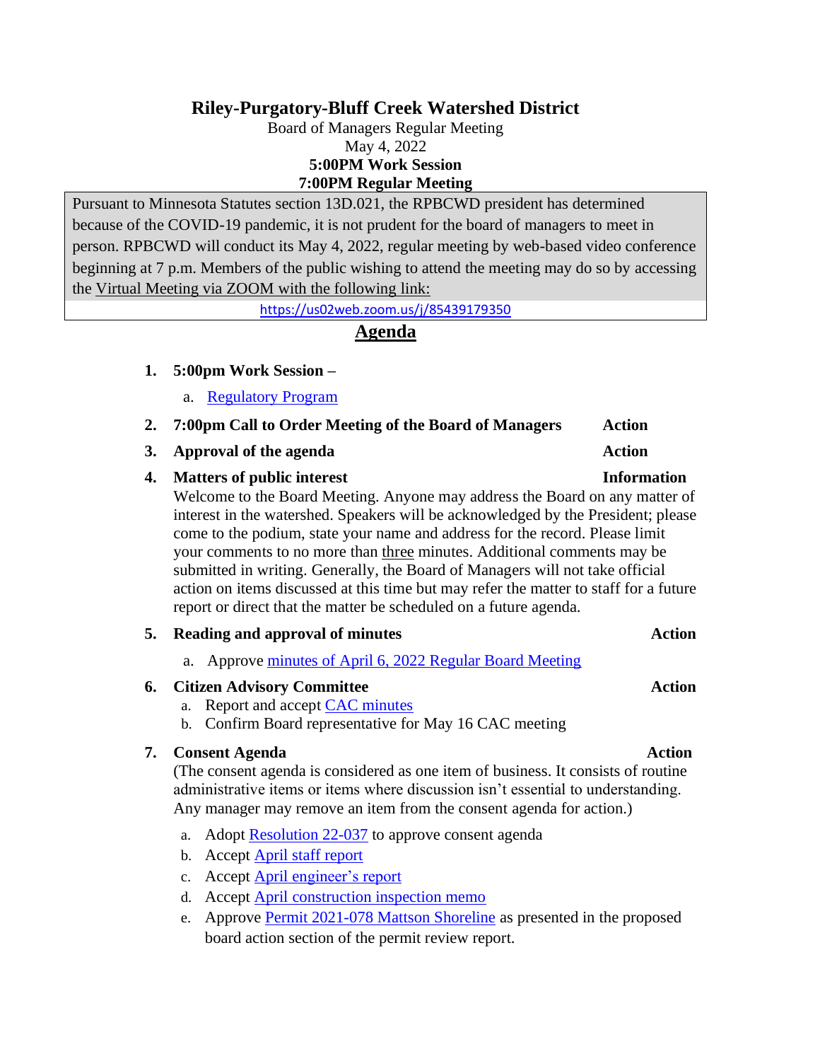# Riley-Purgatory-Bluff Creek Watershed District

Board of Managers Regular Meeting
May 4, 2022
**5:00PM Work Session**
**7:00PM Regular Meeting**

Pursuant to Minnesota Statutes section 13D.021, the RPBCWD president has determined because of the COVID-19 pandemic, it is not prudent for the board of managers to meet in person. RPBCWD will conduct its May 4, 2022, regular meeting by web-based video conference beginning at 7 p.m. Members of the public wishing to attend the meeting may do so by accessing the Virtual Meeting via ZOOM with the following link:

https://us02web.zoom.us/j/85439179350

## Agenda

1. **5:00pm Work Session –**
   a. Regulatory Program
2. **7:00pm Call to Order Meeting of the Board of Managers** — **Action**
3. **Approval of the agenda** — **Action**
4. **Matters of public interest** — **Information**
   Welcome to the Board Meeting. Anyone may address the Board on any matter of interest in the watershed. Speakers will be acknowledged by the President; please come to the podium, state your name and address for the record. Please limit your comments to no more than three minutes. Additional comments may be submitted in writing. Generally, the Board of Managers will not take official action on items discussed at this time but may refer the matter to staff for a future report or direct that the matter be scheduled on a future agenda.
5. **Reading and approval of minutes** — **Action**
   a. Approve minutes of April 6, 2022 Regular Board Meeting
6. **Citizen Advisory Committee** — **Action**
   a. Report and accept CAC minutes
   b. Confirm Board representative for May 16 CAC meeting
7. **Consent Agenda** — **Action**
   (The consent agenda is considered as one item of business. It consists of routine administrative items or items where discussion isn't essential to understanding. Any manager may remove an item from the consent agenda for action.)
   a. Adopt Resolution 22-037 to approve consent agenda
   b. Accept April staff report
   c. Accept April engineer's report
   d. Accept April construction inspection memo
   e. Approve Permit 2021-078 Mattson Shoreline as presented in the proposed board action section of the permit review report.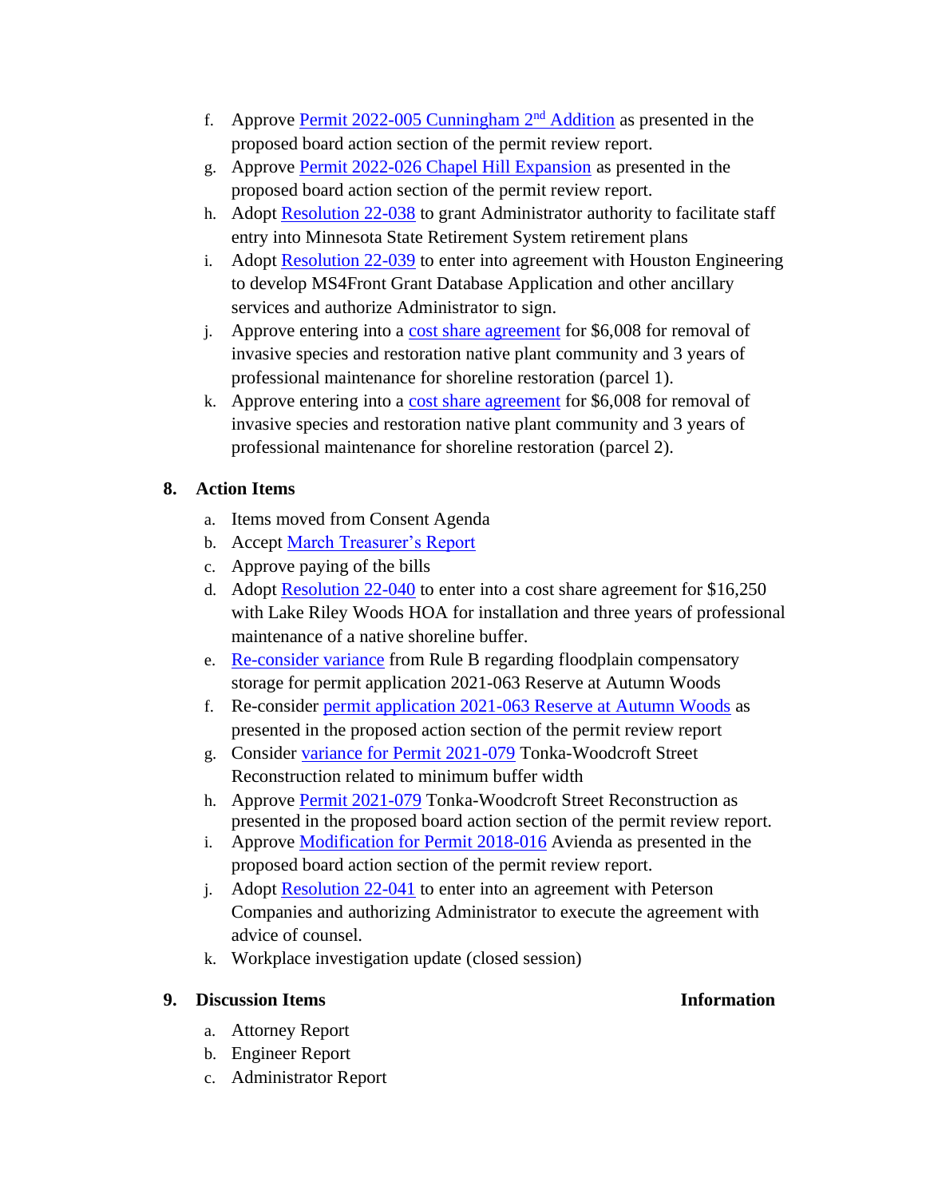f. Approve Permit 2022-005 Cunningham 2nd Addition as presented in the proposed board action section of the permit review report.
g. Approve Permit 2022-026 Chapel Hill Expansion as presented in the proposed board action section of the permit review report.
h. Adopt Resolution 22-038 to grant Administrator authority to facilitate staff entry into Minnesota State Retirement System retirement plans
i. Adopt Resolution 22-039 to enter into agreement with Houston Engineering to develop MS4Front Grant Database Application and other ancillary services and authorize Administrator to sign.
j. Approve entering into a cost share agreement for $6,008 for removal of invasive species and restoration native plant community and 3 years of professional maintenance for shoreline restoration (parcel 1).
k. Approve entering into a cost share agreement for $6,008 for removal of invasive species and restoration native plant community and 3 years of professional maintenance for shoreline restoration (parcel 2).

## 8. Action Items

a. Items moved from Consent Agenda
b. Accept March Treasurer's Report
c. Approve paying of the bills
d. Adopt Resolution 22-040 to enter into a cost share agreement for $16,250 with Lake Riley Woods HOA for installation and three years of professional maintenance of a native shoreline buffer.
e. Re-consider variance from Rule B regarding floodplain compensatory storage for permit application 2021-063 Reserve at Autumn Woods
f. Re-consider permit application 2021-063 Reserve at Autumn Woods as presented in the proposed action section of the permit review report
g. Consider variance for Permit 2021-079 Tonka-Woodcroft Street Reconstruction related to minimum buffer width
h. Approve Permit 2021-079 Tonka-Woodcroft Street Reconstruction as presented in the proposed board action section of the permit review report.
i. Approve Modification for Permit 2018-016 Avienda as presented in the proposed board action section of the permit review report.
j. Adopt Resolution 22-041 to enter into an agreement with Peterson Companies and authorizing Administrator to execute the agreement with advice of counsel.
k. Workplace investigation update (closed session)

## 9. Discussion Items **Information**

a. Attorney Report
b. Engineer Report
c. Administrator Report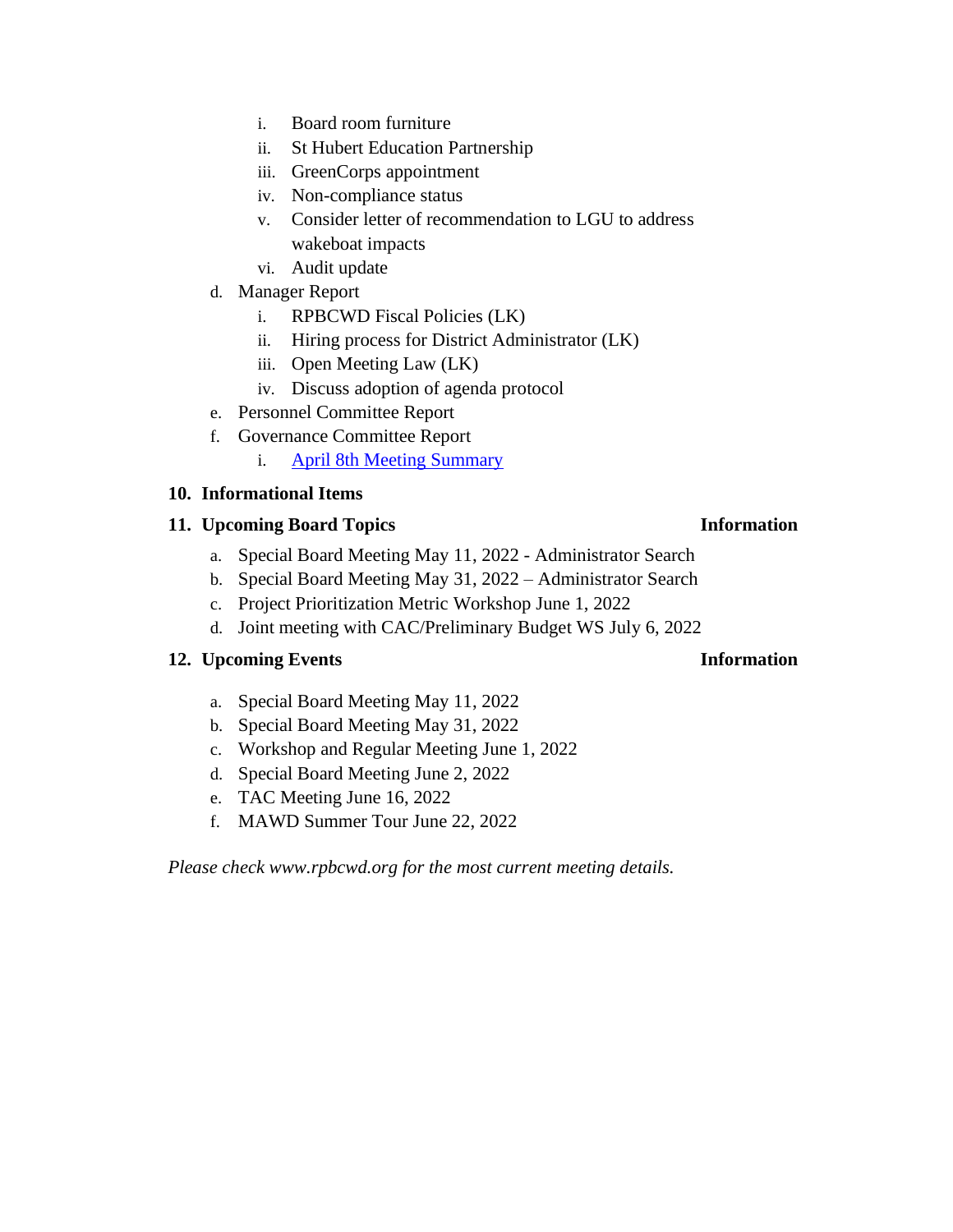i. Board room furniture
   ii. St Hubert Education Partnership
   iii. GreenCorps appointment
   iv. Non-compliance status
   v. Consider letter of recommendation to LGU to address wakeboat impacts
   vi. Audit update

d. Manager Report
   i. RPBCWD Fiscal Policies (LK)
   ii. Hiring process for District Administrator (LK)
   iii. Open Meeting Law (LK)
   iv. Discuss adoption of agenda protocol

e. Personnel Committee Report

f. Governance Committee Report
   i. April 8th Meeting Summary

**10. Informational Items**

**11. Upcoming Board Topics** **Information**

a. Special Board Meeting May 11, 2022 - Administrator Search
b. Special Board Meeting May 31, 2022 – Administrator Search
c. Project Prioritization Metric Workshop June 1, 2022
d. Joint meeting with CAC/Preliminary Budget WS July 6, 2022

**12. Upcoming Events** **Information**

a. Special Board Meeting May 11, 2022
b. Special Board Meeting May 31, 2022
c. Workshop and Regular Meeting June 1, 2022
d. Special Board Meeting June 2, 2022
e. TAC Meeting June 16, 2022
f. MAWD Summer Tour June 22, 2022

*Please check www.rpbcwd.org for the most current meeting details.*